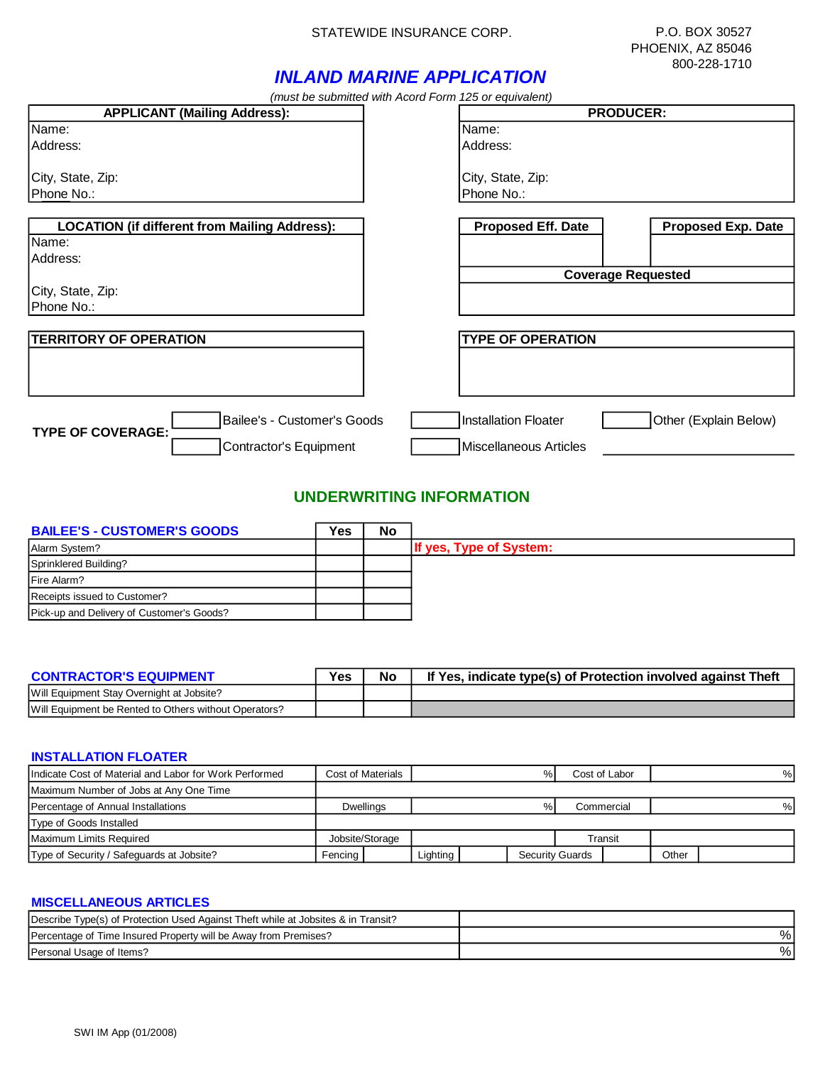STATEWIDE INSURANCE CORP.

P.O. BOX 30527
PHOENIX, AZ 85046
800-228-1710

# INLAND MARINE APPLICATION

*(must be submitted with Acord Form 125 or equivalent)*

| APPLICANT (Mailing Address): | PRODUCER: |
|---|---|
| Name: | Name: |
| Address: | Address: |
| City, State, Zip: | City, State, Zip: |
| Phone No.: | Phone No.: |

| LOCATION (if different from Mailing Address): |
|---|
| Name: |
| Address: |
| City, State, Zip: |
| Phone No.: |

| Proposed Eff. Date | Proposed Exp. Date |
|---|---|
| | |

| Coverage Requested |
|---|
| |

| TERRITORY OF OPERATION | TYPE OF OPERATION |
|---|---|
| | |

**TYPE OF COVERAGE:**

- [ ] Bailee's - Customer's Goods
- [ ] Contractor's Equipment
- [ ] Installation Floater
- [ ] Miscellaneous Articles
- [ ] Other (Explain Below) ______________________

## UNDERWRITING INFORMATION

### BAILEE'S - CUSTOMER'S GOODS

| BAILEE'S - CUSTOMER'S GOODS | Yes | No | |
|---|---|---|---|
| Alarm System? | | | If yes, Type of System: |
| Sprinklered Building? | | | |
| Fire Alarm? | | | |
| Receipts issued to Customer? | | | |
| Pick-up and Delivery of Customer's Goods? | | | |

### CONTRACTOR'S EQUIPMENT

| CONTRACTOR'S EQUIPMENT | Yes | No | If Yes, indicate type(s) of Protection involved against Theft |
|---|---|---|---|
| Will Equipment Stay Overnight at Jobsite? | | | |
| Will Equipment be Rented to Others without Operators? | | | |

### INSTALLATION FLOATER

| | | | | |
|---|---|---|---|---|
| Indicate Cost of Material and Labor for Work Performed | Cost of Materials | % | Cost of Labor | % |
| Maximum Number of Jobs at Any One Time | | | | |
| Percentage of Annual Installations | Dwellings | % | Commercial | % |
| Type of Goods Installed | | | | |
| Maximum Limits Required | Jobsite/Storage | | Transit | |
| Type of Security / Safeguards at Jobsite? | Fencing | Lighting | Security Guards | Other |

### MISCELLANEOUS ARTICLES

| | |
|---|---|
| Describe Type(s) of Protection Used Against Theft while at Jobsites & in Transit? | |
| Percentage of Time Insured Property will be Away from Premises? | % |
| Personal Usage of Items? | % |

SWI IM App (01/2008)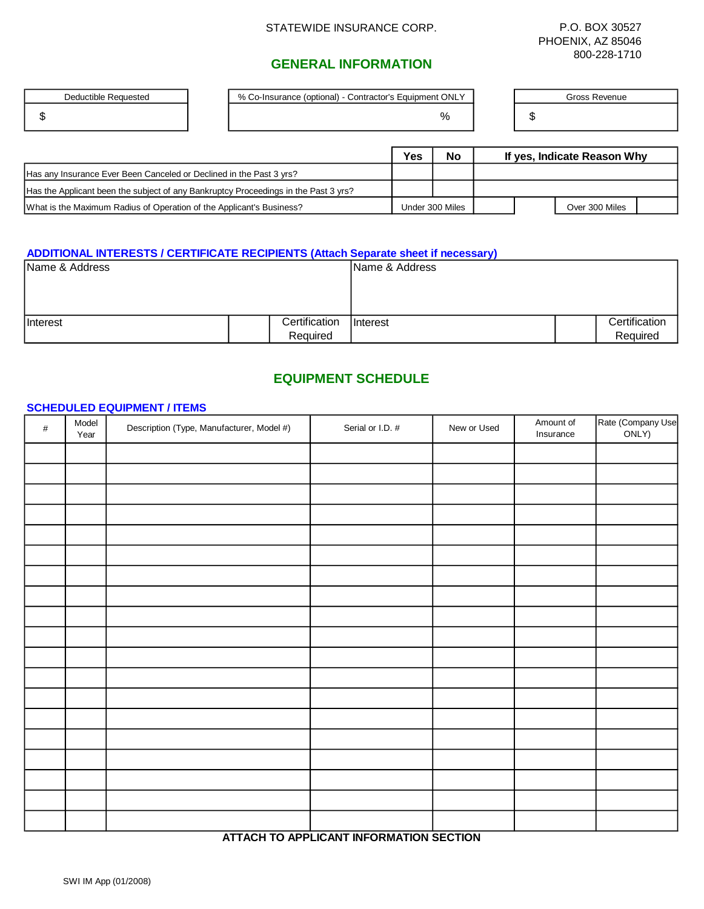STATEWIDE INSURANCE CORP.

P.O. BOX 30527
PHOENIX, AZ 85046
800-228-1710

## GENERAL INFORMATION

| Deductible Requested | % Co-Insurance (optional) - Contractor's Equipment ONLY | Gross Revenue |
|---|---|---|
| $ | % | $ |

| | Yes | No | If yes, Indicate Reason Why | |
|---|---|---|---|---|
| Has any Insurance Ever Been Canceled or Declined in the Past 3 yrs? | | | | |
| Has the Applicant been the subject of any Bankruptcy Proceedings in the Past 3 yrs? | | | | |
| What is the Maximum Radius of Operation of the Applicant's Business? | Under 300 Miles | | Over 300 Miles | |

### ADDITIONAL INTERESTS / CERTIFICATE RECIPIENTS (Attach Separate sheet if necessary)

| | | | | | |
|---|---|---|---|---|---|
| Name & Address | | | Name & Address | | |
| Interest | | Certification Required | Interest | | Certification Required |

## EQUIPMENT SCHEDULE

### SCHEDULED EQUIPMENT / ITEMS

| # | Model Year | Description (Type, Manufacturer, Model #) | Serial or I.D. # | New or Used | Amount of Insurance | Rate (Company Use ONLY) |
|---|---|---|---|---|---|---|
| | | | | | | |
| | | | | | | |
| | | | | | | |
| | | | | | | |
| | | | | | | |
| | | | | | | |
| | | | | | | |
| | | | | | | |
| | | | | | | |
| | | | | | | |
| | | | | | | |
| | | | | | | |
| | | | | | | |
| | | | | | | |
| | | | | | | |
| | | | | | | |
| | | | | | | |
| | | | | | | |
| | | | | | | |

**ATTACH TO APPLICANT INFORMATION SECTION**

SWI IM App (01/2008)